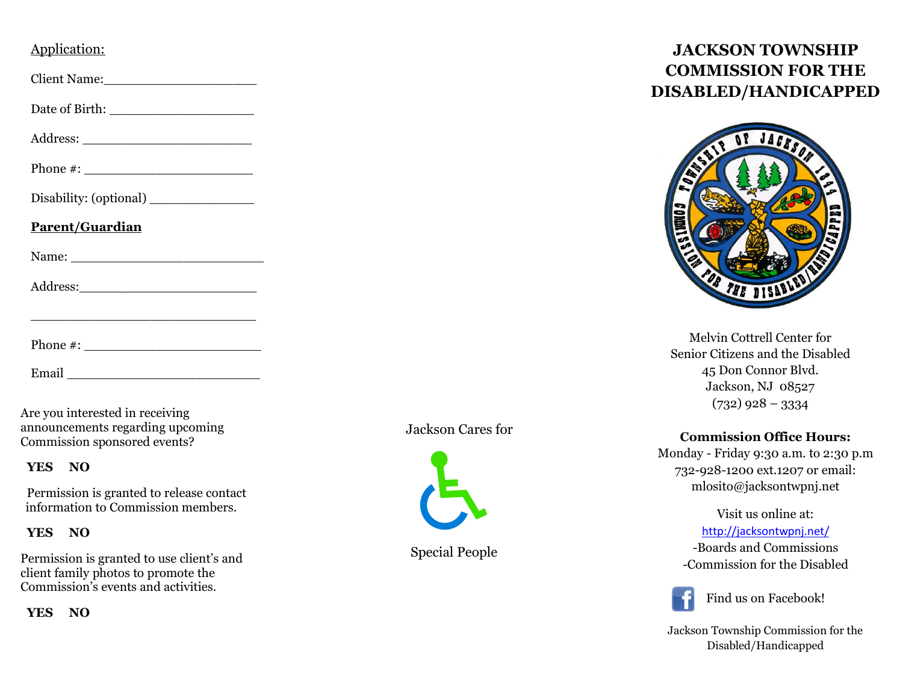Application:

Client Name:____________________

Date of Birth: ____________________

Address: _______________________

Phone #: _______________________

Disability: (optional) ______________

**Parent/Guardian**

Name: __________________________

Address:________________________

______________________________

Phone #: _______________________

Email __________________________

Are you interested in receiving announcements regarding upcoming Commission sponsored events?

**YES NO**

Permission is granted to release contact information to Commission members.

**YES NO**

Permission is granted to use client's and client family photos to promote the Commission's events and activities.

**YES NO**

Jackson Cares for

Special People

# JACKSON TOWNSHIP COMMISSION FOR THE DISABLED/HANDICAPPED

Melvin Cottrell Center for
Senior Citizens and the Disabled
45 Don Connor Blvd.
Jackson, NJ 08527
(732) 928 – 3334

**Commission Office Hours:**
Monday - Friday 9:30 a.m. to 2:30 p.m
732-928-1200 ext.1207 or email:
mlosito@jacksontwpnj.net

Visit us online at:
http://jacksontwpnj.net/
-Boards and Commissions
-Commission for the Disabled

Find us on Facebook!

Jackson Township Commission for the Disabled/Handicapped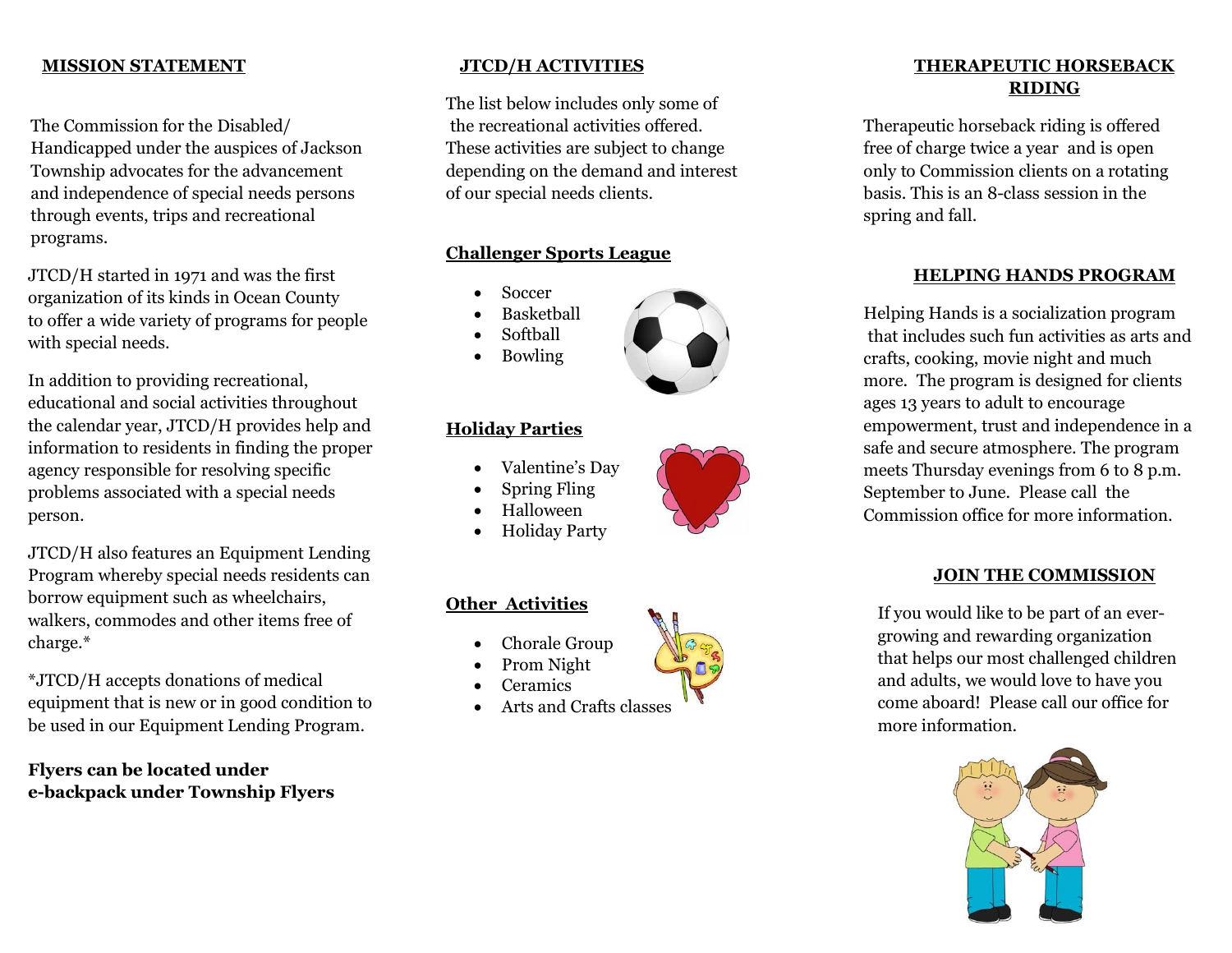## MISSION STATEMENT

The Commission for the Disabled/ Handicapped under the auspices of Jackson Township advocates for the advancement and independence of special needs persons through events, trips and recreational programs.

JTCD/H started in 1971 and was the first organization of its kinds in Ocean County to offer a wide variety of programs for people with special needs.

In addition to providing recreational, educational and social activities throughout the calendar year, JTCD/H provides help and information to residents in finding the proper agency responsible for resolving specific problems associated with a special needs person.

JTCD/H also features an Equipment Lending Program whereby special needs residents can borrow equipment such as wheelchairs, walkers, commodes and other items free of charge.*

*JTCD/H accepts donations of medical equipment that is new or in good condition to be used in our Equipment Lending Program.

**Flyers can be located under e-backpack under Township Flyers**

## JTCD/H ACTIVITIES

The list below includes only some of the recreational activities offered. These activities are subject to change depending on the demand and interest of our special needs clients.

### Challenger Sports League

- Soccer
- Basketball
- Softball
- Bowling

### Holiday Parties

- Valentine's Day
- Spring Fling
- Halloween
- Holiday Party

### Other Activities

- Chorale Group
- Prom Night
- Ceramics
- Arts and Crafts classes

## THERAPEUTIC HORSEBACK RIDING

Therapeutic horseback riding is offered free of charge twice a year and is open only to Commission clients on a rotating basis. This is an 8-class session in the spring and fall.

## HELPING HANDS PROGRAM

Helping Hands is a socialization program that includes such fun activities as arts and crafts, cooking, movie night and much more. The program is designed for clients ages 13 years to adult to encourage empowerment, trust and independence in a safe and secure atmosphere. The program meets Thursday evenings from 6 to 8 p.m. September to June. Please call the Commission office for more information.

## JOIN THE COMMISSION

If you would like to be part of an ever-growing and rewarding organization that helps our most challenged children and adults, we would love to have you come aboard! Please call our office for more information.